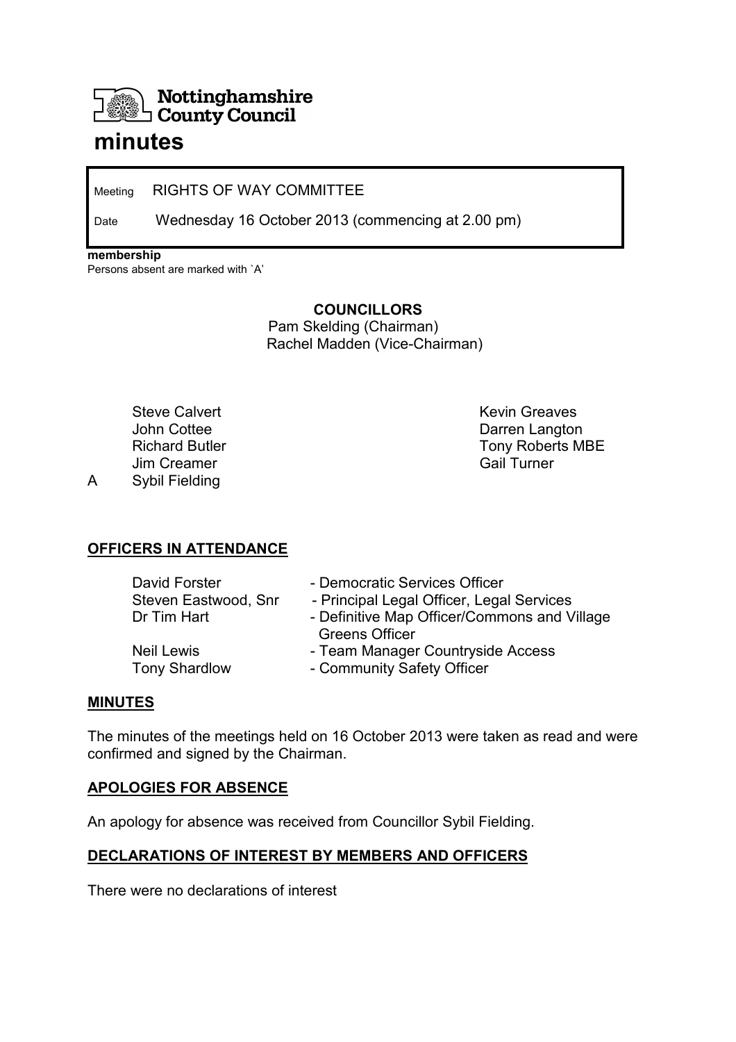**Nottinghamshire County Council**

# minutes

Meeting RIGHTS OF WAY COMMITTEE

Date Wednesday 16 October 2013 (commencing at 2.00 pm)

**membership**
Persons absent are marked with `A'

**COUNCILLORS**

Pam Skelding (Chairman)
Rachel Madden (Vice-Chairman)

| | | |
|---|---|---|
| | Steve Calvert | Kevin Greaves |
| | John Cottee | Darren Langton |
| | Richard Butler | Tony Roberts MBE |
| | Jim Creamer | Gail Turner |
| A | Sybil Fielding | |

## OFFICERS IN ATTENDANCE

| | |
|---|---|
| David Forster | - Democratic Services Officer |
| Steven Eastwood, Snr | - Principal Legal Officer, Legal Services |
| Dr Tim Hart | - Definitive Map Officer/Commons and Village Greens Officer |
| Neil Lewis | - Team Manager Countryside Access |
| Tony Shardlow | - Community Safety Officer |

## MINUTES

The minutes of the meetings held on 16 October 2013 were taken as read and were confirmed and signed by the Chairman.

## APOLOGIES FOR ABSENCE

An apology for absence was received from Councillor Sybil Fielding.

## DECLARATIONS OF INTEREST BY MEMBERS AND OFFICERS

There were no declarations of interest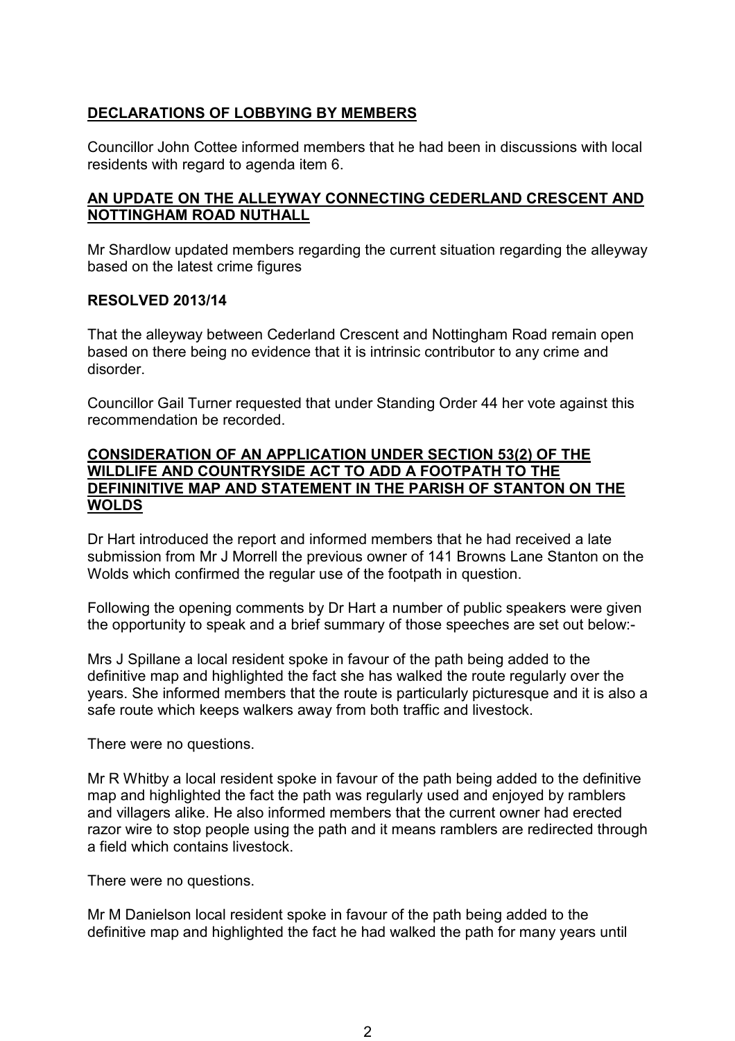## **DECLARATIONS OF LOBBYING BY MEMBERS**

Councillor John Cottee informed members that he had been in discussions with local residents with regard to agenda item 6.

## **AN UPDATE ON THE ALLEYWAY CONNECTING CEDERLAND CRESCENT AND NOTTINGHAM ROAD NUTHALL**

Mr Shardlow updated members regarding the current situation regarding the alleyway based on the latest crime figures

**RESOLVED 2013/14**

That the alleyway between Cederland Crescent and Nottingham Road remain open based on there being no evidence that it is intrinsic contributor to any crime and disorder.

Councillor Gail Turner requested that under Standing Order 44 her vote against this recommendation be recorded.

## **CONSIDERATION OF AN APPLICATION UNDER SECTION 53(2) OF THE WILDLIFE AND COUNTRYSIDE ACT TO ADD A FOOTPATH TO THE DEFINININITIVE MAP AND STATEMENT IN THE PARISH OF STANTON ON THE WOLDS**

Dr Hart introduced the report and informed members that he had received a late submission from Mr J Morrell the previous owner of 141 Browns Lane Stanton on the Wolds which confirmed the regular use of the footpath in question.

Following the opening comments by Dr Hart a number of public speakers were given the opportunity to speak and a brief summary of those speeches are set out below:-

Mrs J Spillane a local resident spoke in favour of the path being added to the definitive map and highlighted the fact she has walked the route regularly over the years. She informed members that the route is particularly picturesque and it is also a safe route which keeps walkers away from both traffic and livestock.

There were no questions.

Mr R Whitby a local resident spoke in favour of the path being added to the definitive map and highlighted the fact the path was regularly used and enjoyed by ramblers and villagers alike. He also informed members that the current owner had erected razor wire to stop people using the path and it means ramblers are redirected through a field which contains livestock.

There were no questions.

Mr M Danielson local resident spoke in favour of the path being added to the definitive map and highlighted the fact he had walked the path for many years until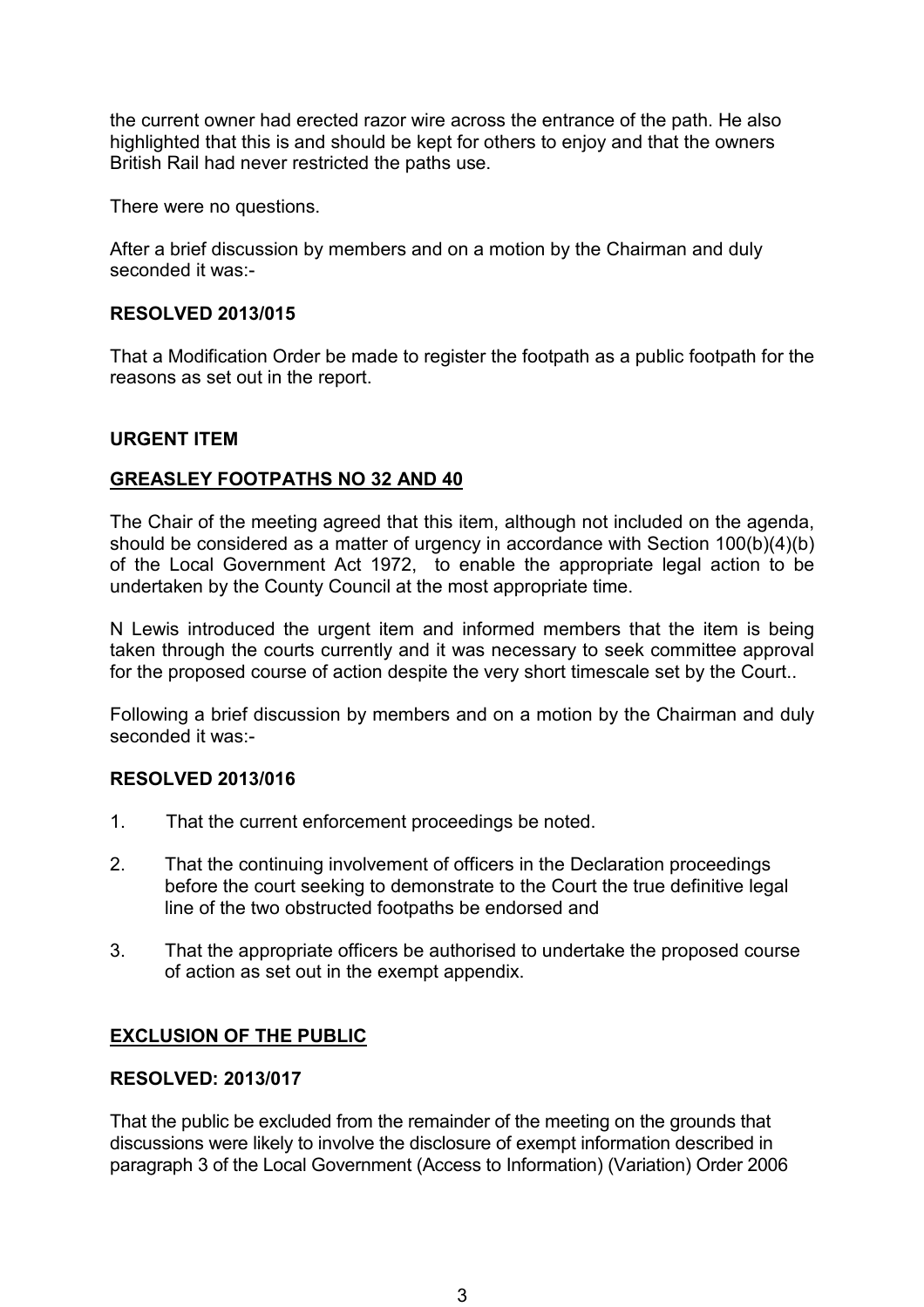the current owner had erected razor wire across the entrance of the path. He also highlighted that this is and should be kept for others to enjoy and that the owners British Rail had never restricted the paths use.

There were no questions.

After a brief discussion by members and on a motion by the Chairman and duly seconded it was:-

**RESOLVED 2013/015**

That a Modification Order be made to register the footpath as a public footpath for the reasons as set out in the report.

**URGENT ITEM**

**GREASLEY FOOTPATHS NO 32 AND 40**

The Chair of the meeting agreed that this item, although not included on the agenda, should be considered as a matter of urgency in accordance with Section 100(b)(4)(b) of the Local Government Act 1972, to enable the appropriate legal action to be undertaken by the County Council at the most appropriate time.

N Lewis introduced the urgent item and informed members that the item is being taken through the courts currently and it was necessary to seek committee approval for the proposed course of action despite the very short timescale set by the Court..

Following a brief discussion by members and on a motion by the Chairman and duly seconded it was:-

**RESOLVED 2013/016**

1. That the current enforcement proceedings be noted.
2. That the continuing involvement of officers in the Declaration proceedings before the court seeking to demonstrate to the Court the true definitive legal line of the two obstructed footpaths be endorsed and
3. That the appropriate officers be authorised to undertake the proposed course of action as set out in the exempt appendix.

**EXCLUSION OF THE PUBLIC**

**RESOLVED: 2013/017**

That the public be excluded from the remainder of the meeting on the grounds that discussions were likely to involve the disclosure of exempt information described in paragraph 3 of the Local Government (Access to Information) (Variation) Order 2006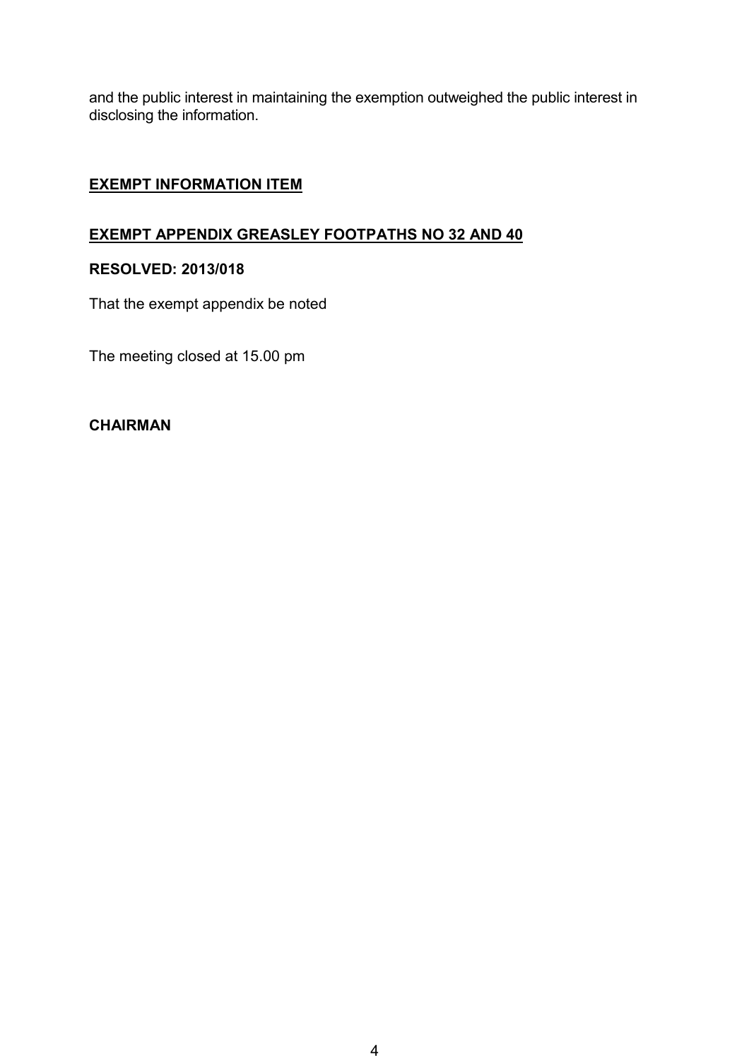and the public interest in maintaining the exemption outweighed the public interest in disclosing the information.

## EXEMPT INFORMATION ITEM

## EXEMPT APPENDIX GREASLEY FOOTPATHS NO 32 AND 40

**RESOLVED: 2013/018**

That the exempt appendix be noted

The meeting closed at 15.00 pm

**CHAIRMAN**